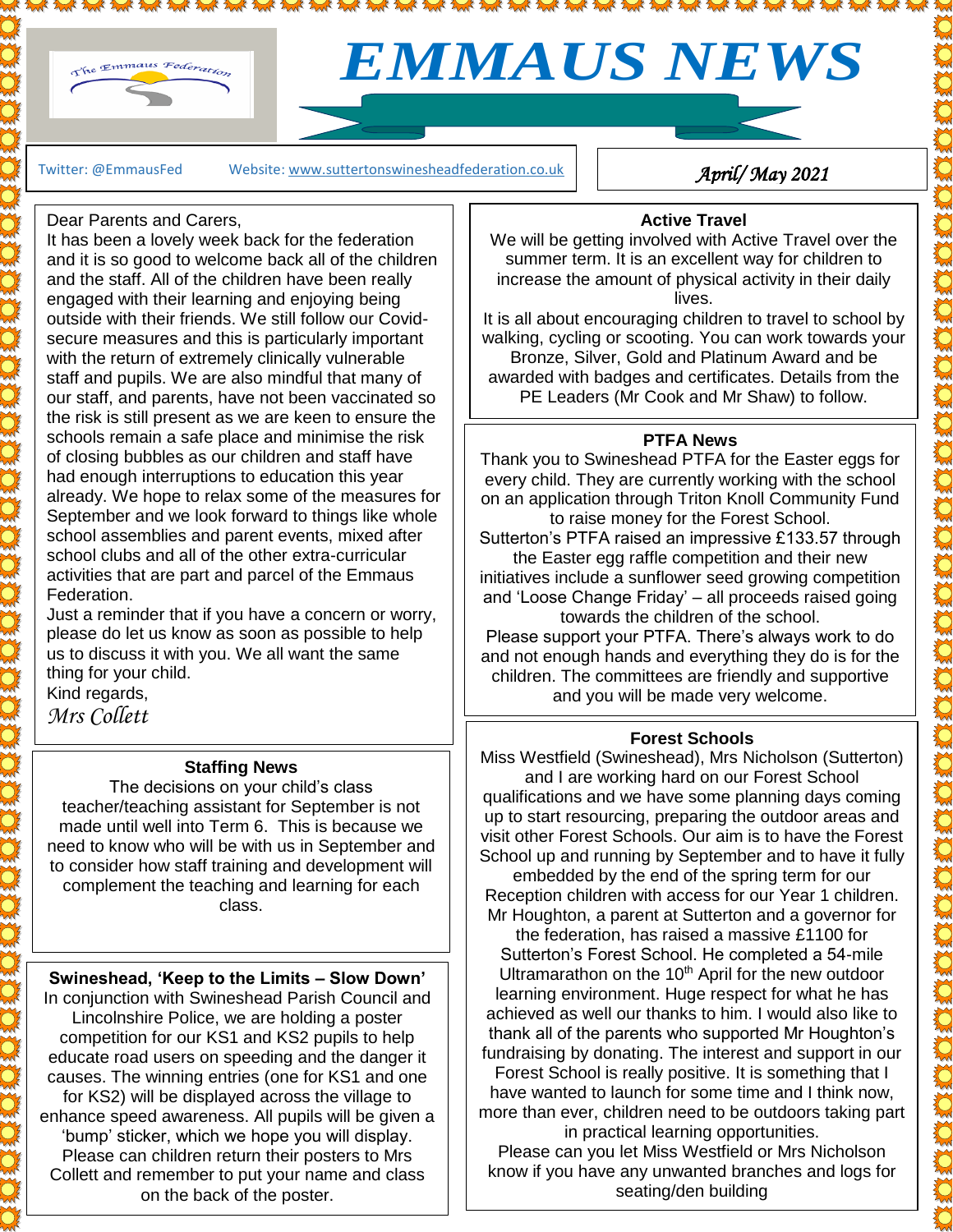# EMMAUS NEWS

Twitter: @EmmausFed Website: www.suttertonswinesheadfederation.co.uk

*April/ May 2021*

Dear Parents and Carers,

It has been a lovely week back for the federation and it is so good to welcome back all of the children and the staff. All of the children have been really engaged with their learning and enjoying being outside with their friends. We still follow our Covid-secure measures and this is particularly important with the return of extremely clinically vulnerable staff and pupils. We are also mindful that many of our staff, and parents, have not been vaccinated so the risk is still present as we are keen to ensure the schools remain a safe place and minimise the risk of closing bubbles as our children and staff have had enough interruptions to education this year already. We hope to relax some of the measures for September and we look forward to things like whole school assemblies and parent events, mixed after school clubs and all of the other extra-curricular activities that are part and parcel of the Emmaus Federation.

Just a reminder that if you have a concern or worry, please do let us know as soon as possible to help us to discuss it with you. We all want the same thing for your child.

Kind regards,

*Mrs Collett*

### Staffing News

The decisions on your child's class teacher/teaching assistant for September is not made until well into Term 6. This is because we need to know who will be with us in September and to consider how staff training and development will complement the teaching and learning for each class.

### Swineshead, 'Keep to the Limits – Slow Down'

In conjunction with Swineshead Parish Council and Lincolnshire Police, we are holding a poster competition for our KS1 and KS2 pupils to help educate road users on speeding and the danger it causes. The winning entries (one for KS1 and one for KS2) will be displayed across the village to enhance speed awareness. All pupils will be given a 'bump' sticker, which we hope you will display. Please can children return their posters to Mrs Collett and remember to put your name and class on the back of the poster.

### Active Travel

We will be getting involved with Active Travel over the summer term. It is an excellent way for children to increase the amount of physical activity in their daily lives.

It is all about encouraging children to travel to school by walking, cycling or scooting. You can work towards your Bronze, Silver, Gold and Platinum Award and be awarded with badges and certificates. Details from the PE Leaders (Mr Cook and Mr Shaw) to follow.

### PTFA News

Thank you to Swineshead PTFA for the Easter eggs for every child. They are currently working with the school on an application through Triton Knoll Community Fund to raise money for the Forest School.

Sutterton's PTFA raised an impressive £133.57 through the Easter egg raffle competition and their new initiatives include a sunflower seed growing competition and 'Loose Change Friday' – all proceeds raised going towards the children of the school.

Please support your PTFA. There's always work to do and not enough hands and everything they do is for the children. The committees are friendly and supportive and you will be made very welcome.

### Forest Schools

Miss Westfield (Swineshead), Mrs Nicholson (Sutterton) and I are working hard on our Forest School qualifications and we have some planning days coming up to start resourcing, preparing the outdoor areas and visit other Forest Schools. Our aim is to have the Forest School up and running by September and to have it fully embedded by the end of the spring term for our Reception children with access for our Year 1 children.

Mr Houghton, a parent at Sutterton and a governor for the federation, has raised a massive £1100 for Sutterton's Forest School. He completed a 54-mile Ultramarathon on the 10th April for the new outdoor learning environment. Huge respect for what he has achieved as well our thanks to him. I would also like to thank all of the parents who supported Mr Houghton's fundraising by donating. The interest and support in our Forest School is really positive. It is something that I have wanted to launch for some time and I think now, more than ever, children need to be outdoors taking part in practical learning opportunities.

Please can you let Miss Westfield or Mrs Nicholson know if you have any unwanted branches and logs for seating/den building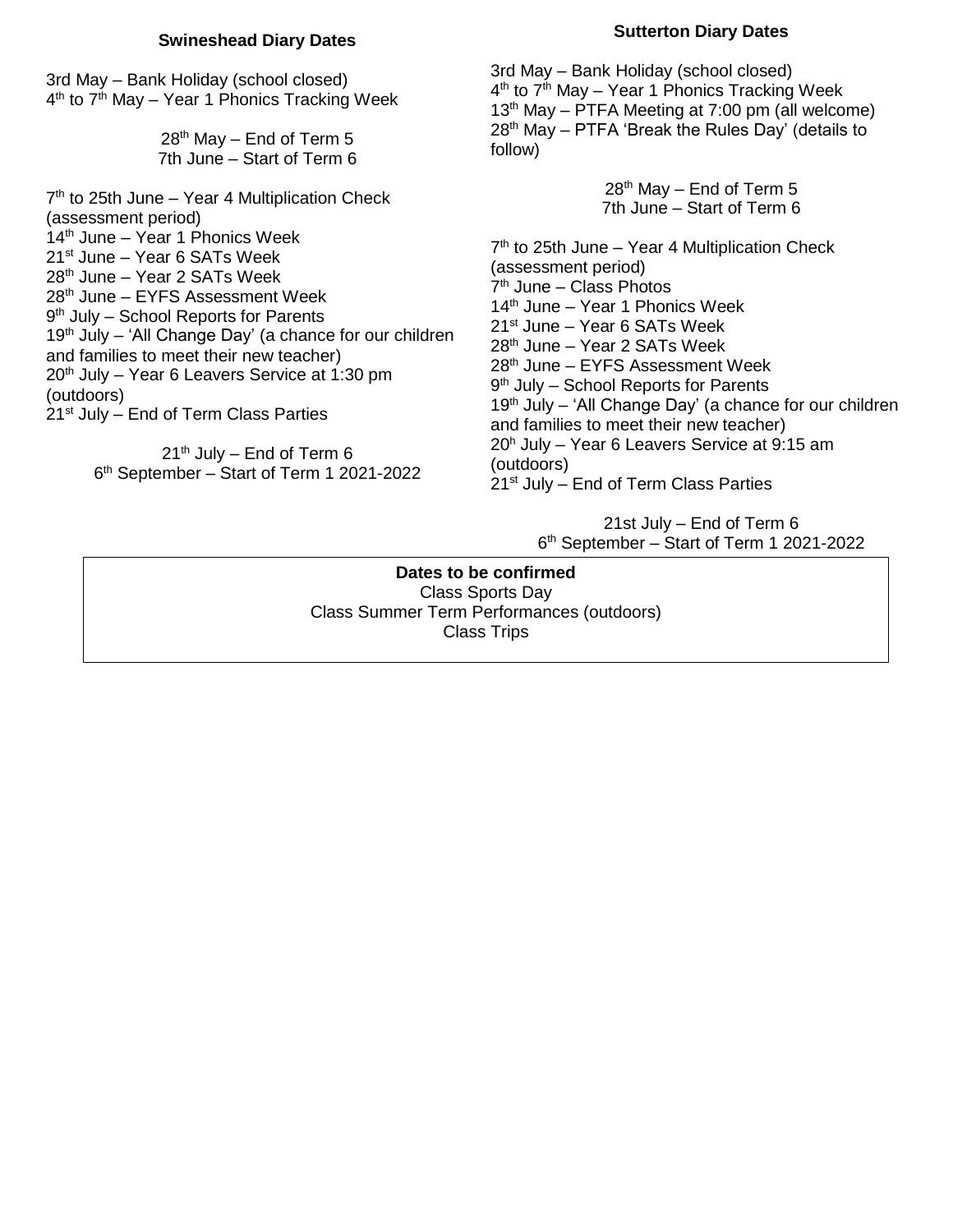### Swineshead Diary Dates

3rd May – Bank Holiday (school closed)
4th to 7th May – Year 1 Phonics Tracking Week

28th May – End of Term 5
7th June – Start of Term 6

7th to 25th June – Year 4 Multiplication Check (assessment period)
14th June – Year 1 Phonics Week
21st June – Year 6 SATs Week
28th June – Year 2 SATs Week
28th June – EYFS Assessment Week
9th July – School Reports for Parents
19th July – 'All Change Day' (a chance for our children and families to meet their new teacher)
20th July – Year 6 Leavers Service at 1:30 pm (outdoors)
21st July – End of Term Class Parties

21th July – End of Term 6
6th September – Start of Term 1 2021-2022

### Sutterton Diary Dates

3rd May – Bank Holiday (school closed)
4th to 7th May – Year 1 Phonics Tracking Week
13th May – PTFA Meeting at 7:00 pm (all welcome)
28th May – PTFA 'Break the Rules Day' (details to follow)

28th May – End of Term 5
7th June – Start of Term 6

7th to 25th June – Year 4 Multiplication Check (assessment period)
7th June – Class Photos
14th June – Year 1 Phonics Week
21st June – Year 6 SATs Week
28th June – Year 2 SATs Week
28th June – EYFS Assessment Week
9th July – School Reports for Parents
19th July – 'All Change Day' (a chance for our children and families to meet their new teacher)
20h July – Year 6 Leavers Service at 9:15 am (outdoors)
21st July – End of Term Class Parties

21st July – End of Term 6
6th September – Start of Term 1 2021-2022

**Dates to be confirmed**
Class Sports Day
Class Summer Term Performances (outdoors)
Class Trips